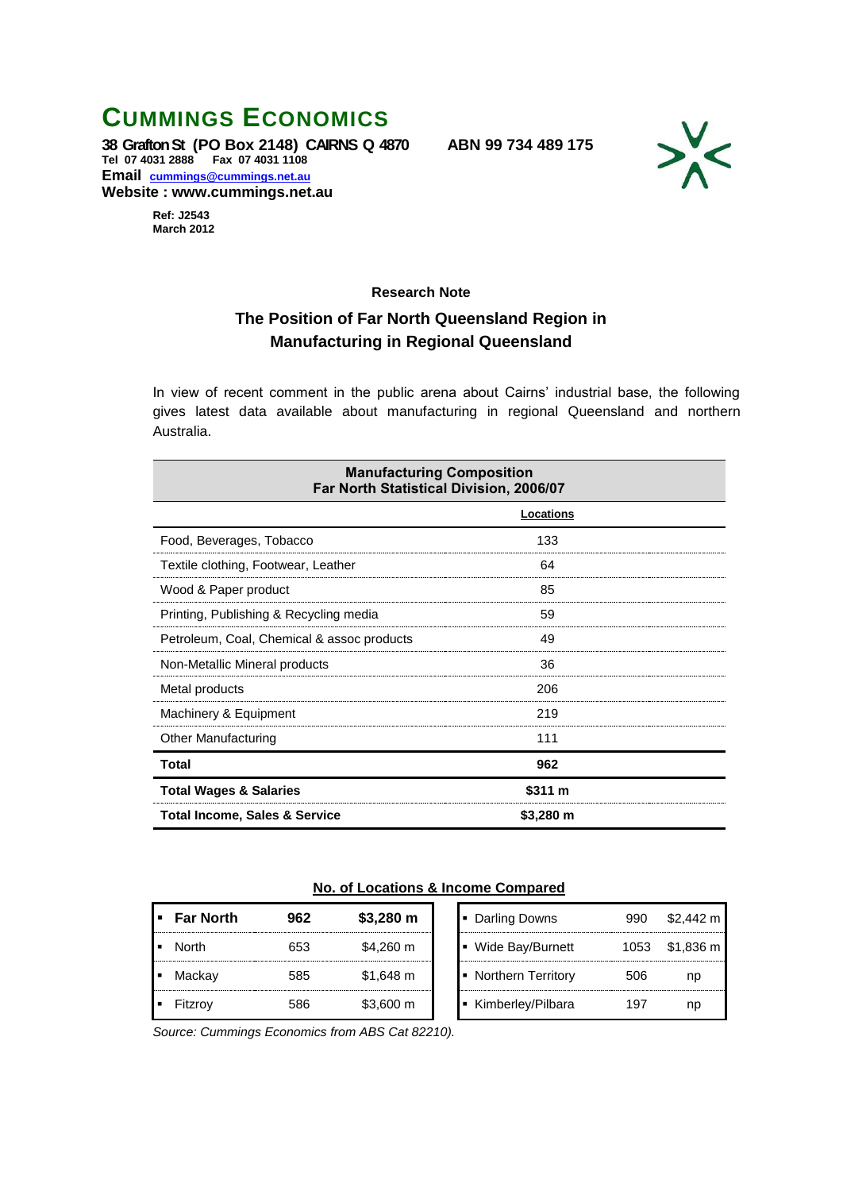# CUMMINGS ECONOMICS

**38 Grafton St (PO Box 2148) CAIRNS Q 4870 ABN 99 734 489 175**
**Tel 07 4031 2888 Fax 07 4031 1108**
**Email cummings@cummings.net.au**
**Website : www.cummings.net.au**

**Ref: J2543**
**March 2012**

**Research Note**

## The Position of Far North Queensland Region in Manufacturing in Regional Queensland

In view of recent comment in the public arena about Cairns' industrial base, the following gives latest data available about manufacturing in regional Queensland and northern Australia.

**Manufacturing Composition**
**Far North Statistical Division, 2006/07**

| | Locations |
|---|---|
| Food, Beverages, Tobacco | 133 |
| Textile clothing, Footwear, Leather | 64 |
| Wood & Paper product | 85 |
| Printing, Publishing & Recycling media | 59 |
| Petroleum, Coal, Chemical & assoc products | 49 |
| Non-Metallic Mineral products | 36 |
| Metal products | 206 |
| Machinery & Equipment | 219 |
| Other Manufacturing | 111 |
| **Total** | **962** |
| **Total Wages & Salaries** | **$311 m** |
| **Total Income, Sales & Service** | **$3,280 m** |

**No. of Locations & Income Compared**

| Region | Locations | Income |
|---|---|---|
| **Far North** | **962** | **$3,280 m** |
| North | 653 | $4,260 m |
| Mackay | 585 | $1,648 m |
| Fitzroy | 586 | $3,600 m |
| Darling Downs | 990 | $2,442 m |
| Wide Bay/Burnett | 1053 | $1,836 m |
| Northern Territory | 506 | np |
| Kimberley/Pilbara | 197 | np |

*Source: Cummings Economics from ABS Cat 82210).*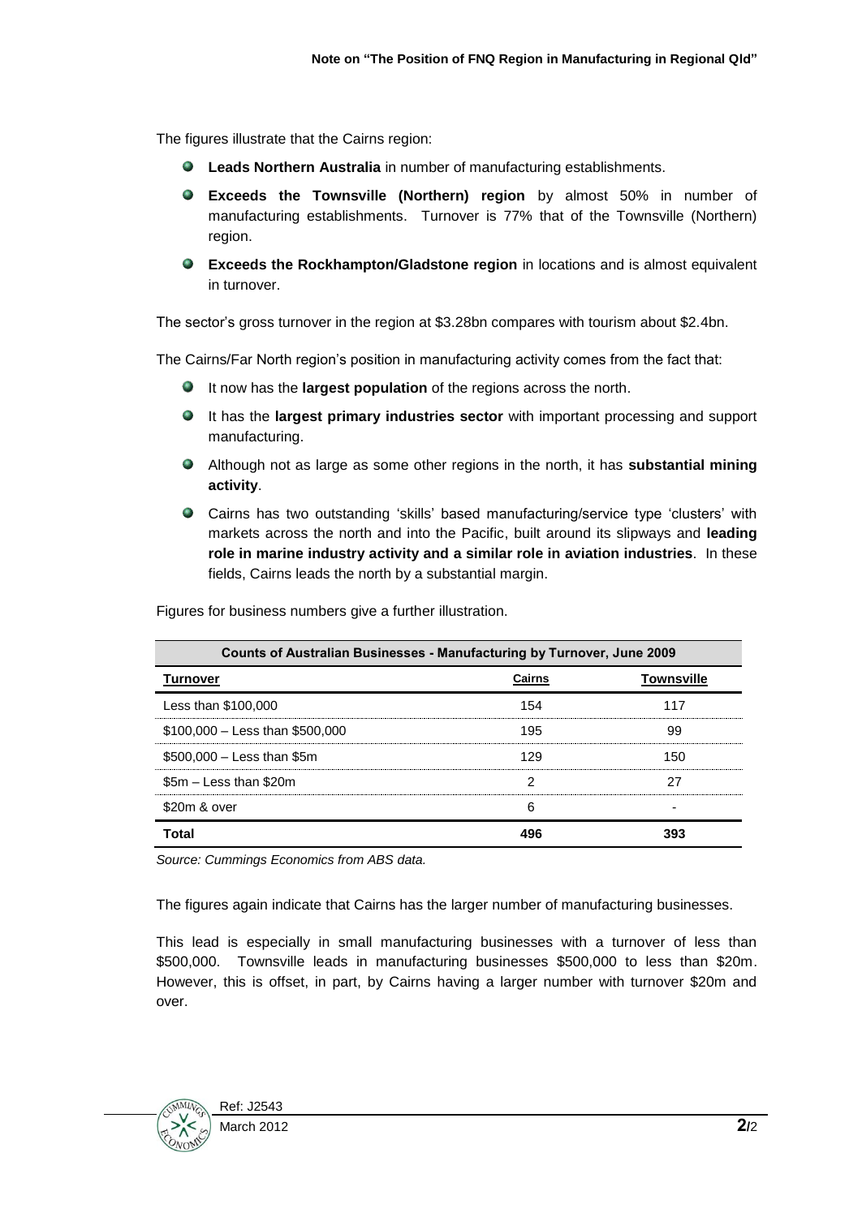The figures illustrate that the Cairns region:

- **Leads Northern Australia** in number of manufacturing establishments.
- **Exceeds the Townsville (Northern) region** by almost 50% in number of manufacturing establishments. Turnover is 77% that of the Townsville (Northern) region.
- **Exceeds the Rockhampton/Gladstone region** in locations and is almost equivalent in turnover.

The sector's gross turnover in the region at $3.28bn compares with tourism about $2.4bn.

The Cairns/Far North region's position in manufacturing activity comes from the fact that:

- It now has the **largest population** of the regions across the north.
- It has the **largest primary industries sector** with important processing and support manufacturing.
- Although not as large as some other regions in the north, it has **substantial mining activity**.
- Cairns has two outstanding 'skills' based manufacturing/service type 'clusters' with markets across the north and into the Pacific, built around its slipways and **leading role in marine industry activity and a similar role in aviation industries**. In these fields, Cairns leads the north by a substantial margin.

Figures for business numbers give a further illustration.

**Counts of Australian Businesses - Manufacturing by Turnover, June 2009**

| Turnover | Cairns | Townsville |
|---|---|---|
| Less than $100,000 | 154 | 117 |
| $100,000 – Less than $500,000 | 195 | 99 |
| $500,000 – Less than $5m | 129 | 150 |
| $5m – Less than $20m | 2 | 27 |
| $20m & over | 6 | - |
| **Total** | **496** | **393** |

*Source: Cummings Economics from ABS data.*

The figures again indicate that Cairns has the larger number of manufacturing businesses.

This lead is especially in small manufacturing businesses with a turnover of less than $500,000. Townsville leads in manufacturing businesses $500,000 to less than $20m. However, this is offset, in part, by Cairns having a larger number with turnover $20m and over.